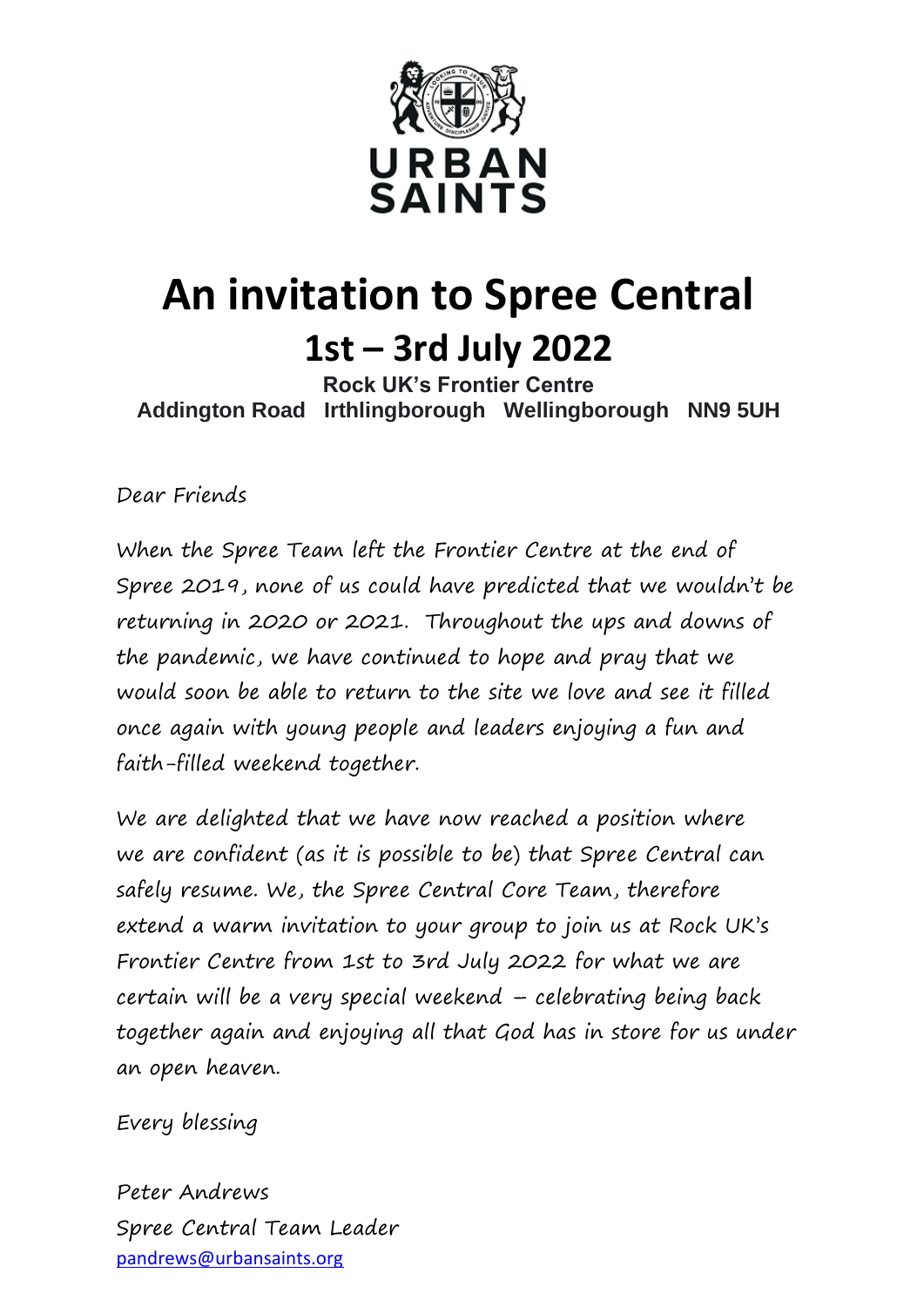# An invitation to Spree Central

## 1st – 3rd July 2022

**Rock UK's Frontier Centre**
**Addington Road Irthlingborough Wellingborough NN9 5UH**

Dear Friends

When the Spree Team left the Frontier Centre at the end of Spree 2019, none of us could have predicted that we wouldn't be returning in 2020 or 2021. Throughout the ups and downs of the pandemic, we have continued to hope and pray that we would soon be able to return to the site we love and see it filled once again with young people and leaders enjoying a fun and faith-filled weekend together.

We are delighted that we have now reached a position where we are confident (as it is possible to be) that Spree Central can safely resume. We, the Spree Central Core Team, therefore extend a warm invitation to your group to join us at Rock UK's Frontier Centre from 1st to 3rd July 2022 for what we are certain will be a very special weekend – celebrating being back together again and enjoying all that God has in store for us under an open heaven.

Every blessing

Peter Andrews
Spree Central Team Leader
pandrews@urbansaints.org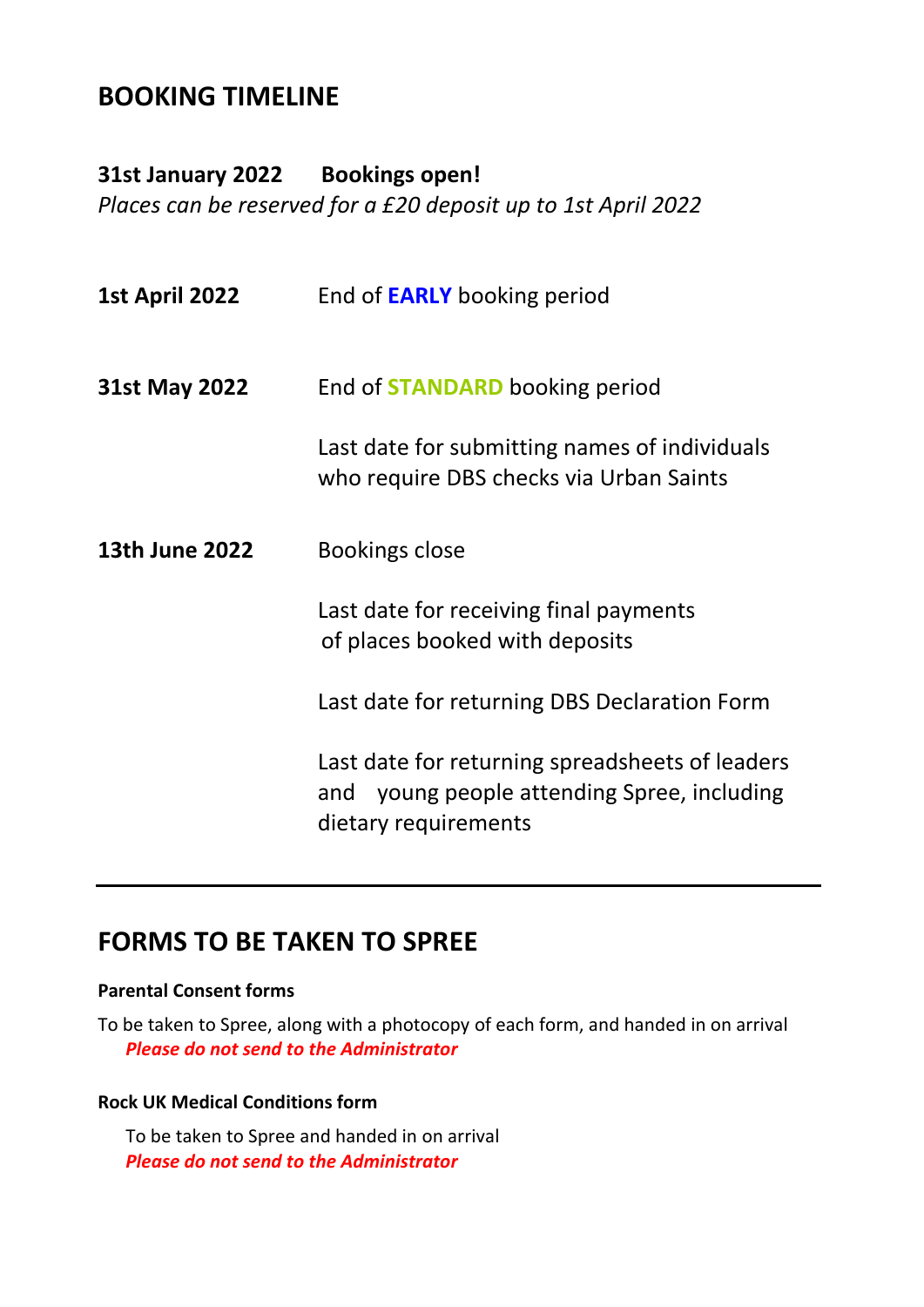## BOOKING TIMELINE

**31st January 2022 Bookings open!**
*Places can be reserved for a £20 deposit up to 1st April 2022*

**1st April 2022** End of **EARLY** booking period

**31st May 2022** End of **STANDARD** booking period

Last date for submitting names of individuals who require DBS checks via Urban Saints

**13th June 2022** Bookings close

Last date for receiving final payments of places booked with deposits

Last date for returning DBS Declaration Form

Last date for returning spreadsheets of leaders and young people attending Spree, including dietary requirements

---

## FORMS TO BE TAKEN TO SPREE

**Parental Consent forms**

To be taken to Spree, along with a photocopy of each form, and handed in on arrival
***Please do not send to the Administrator***

**Rock UK Medical Conditions form**

To be taken to Spree and handed in on arrival
***Please do not send to the Administrator***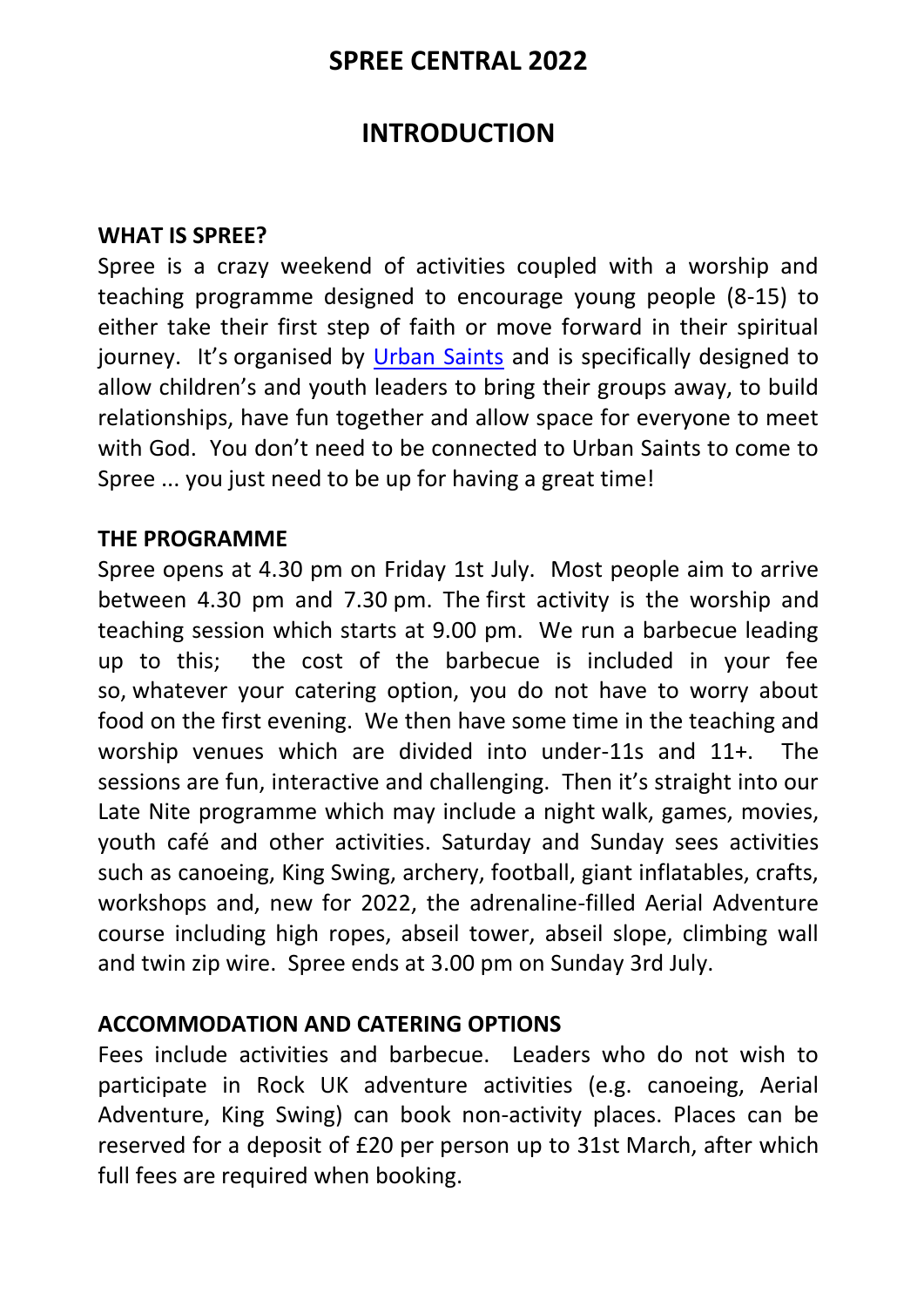# SPREE CENTRAL 2022

## INTRODUCTION

**WHAT IS SPREE?**

Spree is a crazy weekend of activities coupled with a worship and teaching programme designed to encourage young people (8-15) to either take their first step of faith or move forward in their spiritual journey. It's organised by [Urban Saints] and is specifically designed to allow children's and youth leaders to bring their groups away, to build relationships, have fun together and allow space for everyone to meet with God. You don't need to be connected to Urban Saints to come to Spree ... you just need to be up for having a great time!

**THE PROGRAMME**

Spree opens at 4.30 pm on Friday 1st July. Most people aim to arrive between 4.30 pm and 7.30 pm. The first activity is the worship and teaching session which starts at 9.00 pm. We run a barbecue leading up to this; the cost of the barbecue is included in your fee so, whatever your catering option, you do not have to worry about food on the first evening. We then have some time in the teaching and worship venues which are divided into under-11s and 11+. The sessions are fun, interactive and challenging. Then it's straight into our Late Nite programme which may include a night walk, games, movies, youth café and other activities. Saturday and Sunday sees activities such as canoeing, King Swing, archery, football, giant inflatables, crafts, workshops and, new for 2022, the adrenaline-filled Aerial Adventure course including high ropes, abseil tower, abseil slope, climbing wall and twin zip wire. Spree ends at 3.00 pm on Sunday 3rd July.

**ACCOMMODATION AND CATERING OPTIONS**

Fees include activities and barbecue. Leaders who do not wish to participate in Rock UK adventure activities (e.g. canoeing, Aerial Adventure, King Swing) can book non-activity places. Places can be reserved for a deposit of £20 per person up to 31st March, after which full fees are required when booking.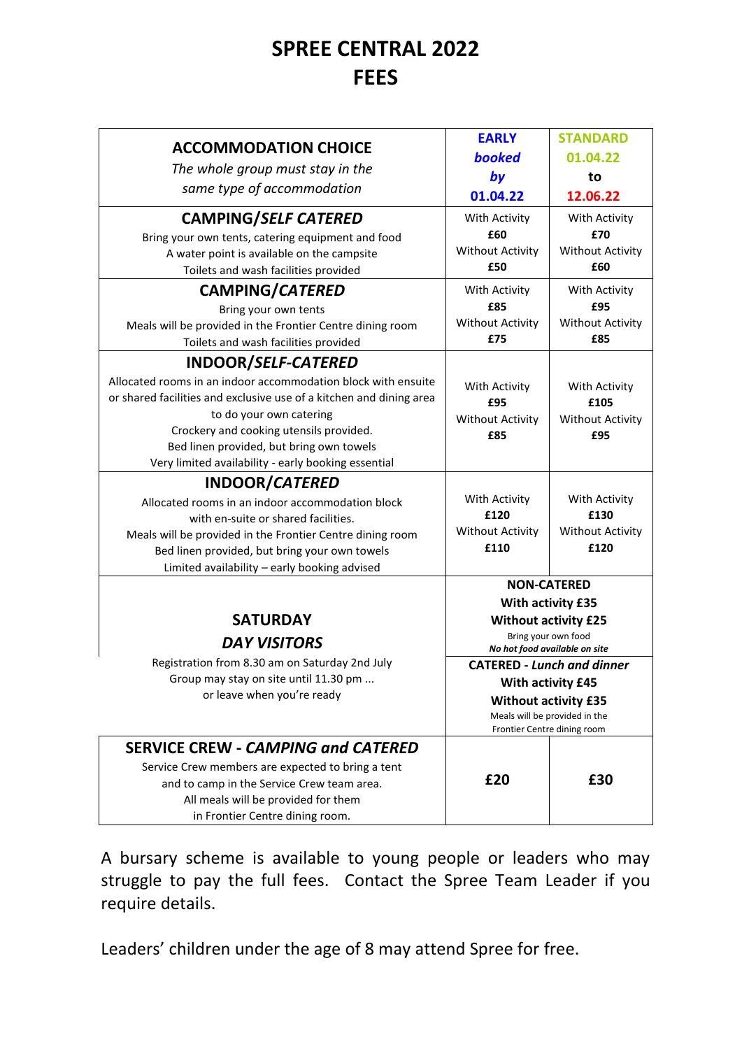# SPREE CENTRAL 2022
# FEES

| **ACCOMMODATION CHOICE**<br>*The whole group must stay in the same type of accommodation* | **EARLY *booked by* 01.04.22** | **STANDARD 01.04.22 to 12.06.22** |
|---|---|---|
| **CAMPING/*SELF CATERED***<br>Bring your own tents, catering equipment and food<br>A water point is available on the campsite<br>Toilets and wash facilities provided | With Activity **£60**<br>Without Activity **£50** | With Activity **£70**<br>Without Activity **£60** |
| **CAMPING/*CATERED***<br>Bring your own tents<br>Meals will be provided in the Frontier Centre dining room<br>Toilets and wash facilities provided | With Activity **£85**<br>Without Activity **£75** | With Activity **£95**<br>Without Activity **£85** |
| **INDOOR/*SELF-CATERED***<br>Allocated rooms in an indoor accommodation block with ensuite or shared facilities and exclusive use of a kitchen and dining area to do your own catering<br>Crockery and cooking utensils provided.<br>Bed linen provided, but bring own towels<br>Very limited availability - early booking essential | With Activity **£95**<br>Without Activity **£85** | With Activity **£105**<br>Without Activity **£95** |
| **INDOOR/*CATERED***<br>Allocated rooms in an indoor accommodation block with en-suite or shared facilities.<br>Meals will be provided in the Frontier Centre dining room<br>Bed linen provided, but bring your own towels<br>Limited availability – early booking advised | With Activity **£120**<br>Without Activity **£110** | With Activity **£130**<br>Without Activity **£120** |
| **SATURDAY *DAY VISITORS***<br>Registration from 8.30 am on Saturday 2nd July<br>Group may stay on site until 11.30 pm ...<br>or leave when you're ready | **NON-CATERED**<br>**With activity £35**<br>**Without activity £25**<br>Bring your own food<br>***No hot food available on site***<br><br>**CATERED - *Lunch and dinner***<br>**With activity £45**<br>**Without activity £35**<br>Meals will be provided in the Frontier Centre dining room | |
| **SERVICE CREW - *CAMPING and CATERED***<br>Service Crew members are expected to bring a tent and to camp in the Service Crew team area.<br>All meals will be provided for them in Frontier Centre dining room. | **£20** | **£30** |

A bursary scheme is available to young people or leaders who may struggle to pay the full fees. Contact the Spree Team Leader if you require details.

Leaders' children under the age of 8 may attend Spree for free.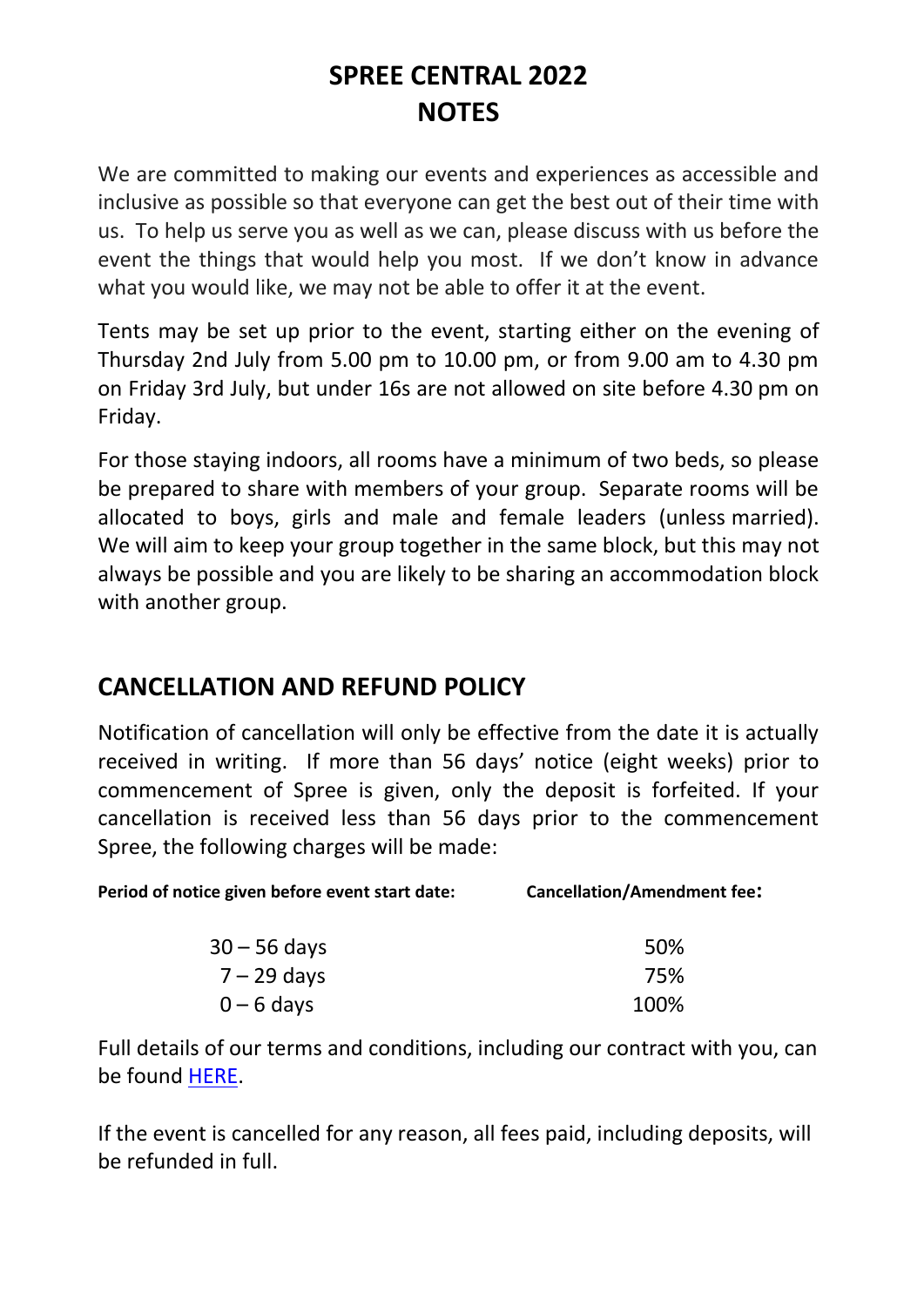# SPREE CENTRAL 2022
# NOTES

We are committed to making our events and experiences as accessible and inclusive as possible so that everyone can get the best out of their time with us. To help us serve you as well as we can, please discuss with us before the event the things that would help you most. If we don't know in advance what you would like, we may not be able to offer it at the event.

Tents may be set up prior to the event, starting either on the evening of Thursday 2nd July from 5.00 pm to 10.00 pm, or from 9.00 am to 4.30 pm on Friday 3rd July, but under 16s are not allowed on site before 4.30 pm on Friday.

For those staying indoors, all rooms have a minimum of two beds, so please be prepared to share with members of your group. Separate rooms will be allocated to boys, girls and male and female leaders (unless married). We will aim to keep your group together in the same block, but this may not always be possible and you are likely to be sharing an accommodation block with another group.

## CANCELLATION AND REFUND POLICY

Notification of cancellation will only be effective from the date it is actually received in writing. If more than 56 days' notice (eight weeks) prior to commencement of Spree is given, only the deposit is forfeited. If your cancellation is received less than 56 days prior to the commencement Spree, the following charges will be made:

| Period of notice given before event start date: | Cancellation/Amendment fee: |
|---|---|
| 30 – 56 days | 50% |
| 7 – 29 days | 75% |
| 0 – 6 days | 100% |

Full details of our terms and conditions, including our contract with you, can be found HERE.

If the event is cancelled for any reason, all fees paid, including deposits, will be refunded in full.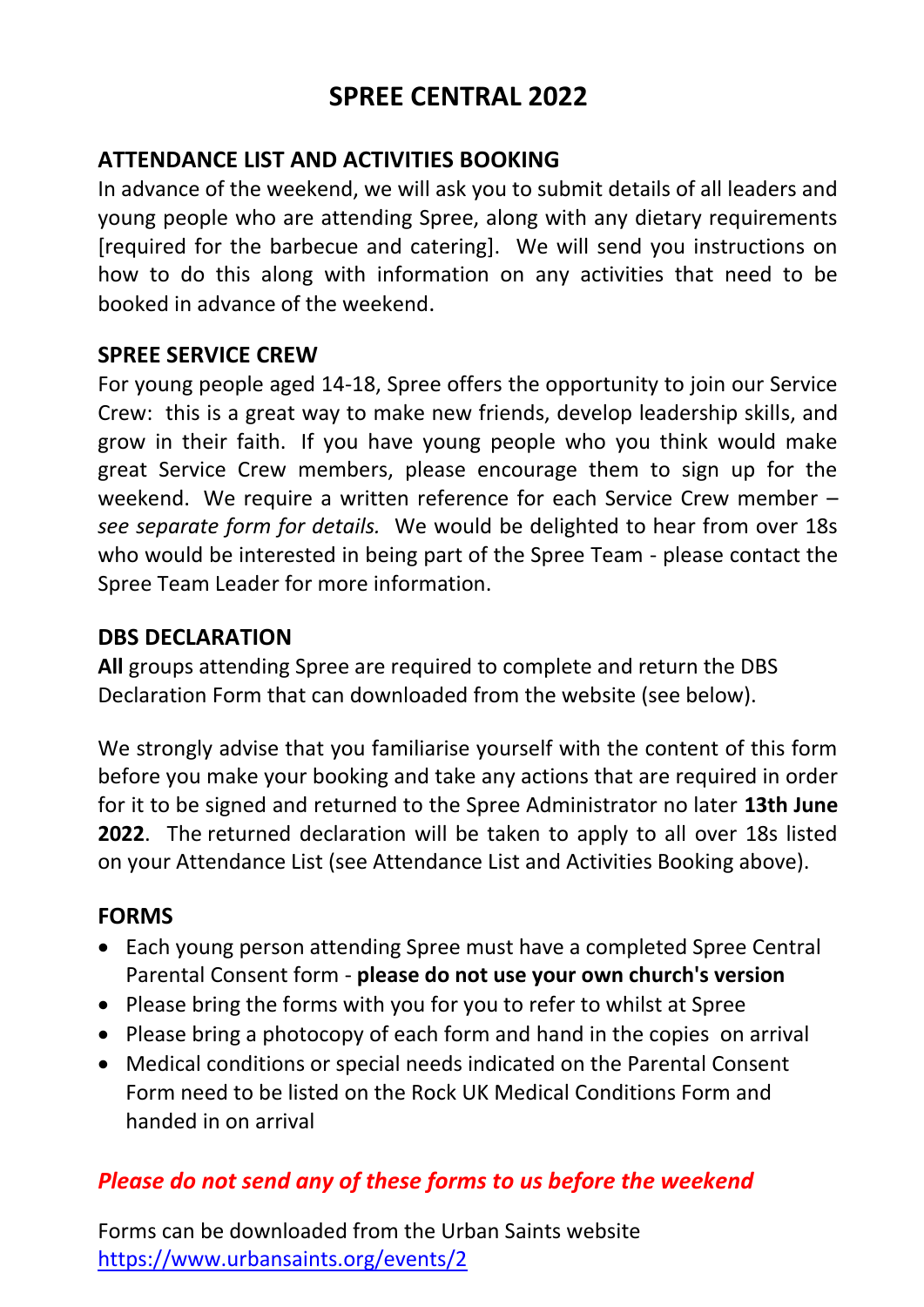# SPREE CENTRAL 2022

## ATTENDANCE LIST AND ACTIVITIES BOOKING

In advance of the weekend, we will ask you to submit details of all leaders and young people who are attending Spree, along with any dietary requirements [required for the barbecue and catering]. We will send you instructions on how to do this along with information on any activities that need to be booked in advance of the weekend.

## SPREE SERVICE CREW

For young people aged 14-18, Spree offers the opportunity to join our Service Crew: this is a great way to make new friends, develop leadership skills, and grow in their faith. If you have young people who you think would make great Service Crew members, please encourage them to sign up for the weekend. We require a written reference for each Service Crew member – *see separate form for details.* We would be delighted to hear from over 18s who would be interested in being part of the Spree Team - please contact the Spree Team Leader for more information.

## DBS DECLARATION

**All** groups attending Spree are required to complete and return the DBS Declaration Form that can downloaded from the website (see below).

We strongly advise that you familiarise yourself with the content of this form before you make your booking and take any actions that are required in order for it to be signed and returned to the Spree Administrator no later **13th June 2022**. The returned declaration will be taken to apply to all over 18s listed on your Attendance List (see Attendance List and Activities Booking above).

## FORMS

- Each young person attending Spree must have a completed Spree Central Parental Consent form - **please do not use your own church's version**
- Please bring the forms with you for you to refer to whilst at Spree
- Please bring a photocopy of each form and hand in the copies on arrival
- Medical conditions or special needs indicated on the Parental Consent Form need to be listed on the Rock UK Medical Conditions Form and handed in on arrival

***Please do not send any of these forms to us before the weekend***

Forms can be downloaded from the Urban Saints website
https://www.urbansaints.org/events/2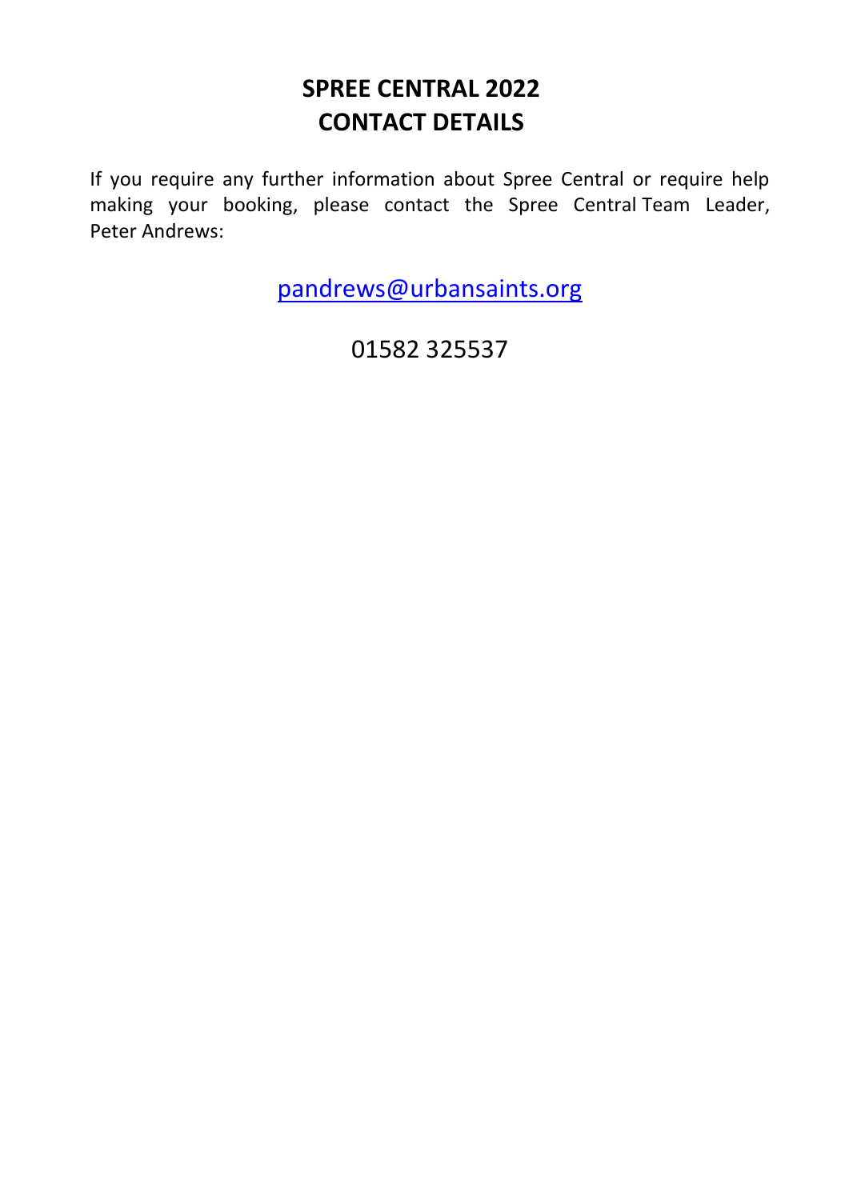# SPREE CENTRAL 2022
# CONTACT DETAILS

If you require any further information about Spree Central or require help making your booking, please contact the Spree Central Team Leader, Peter Andrews:

pandrews@urbansaints.org

01582 325537